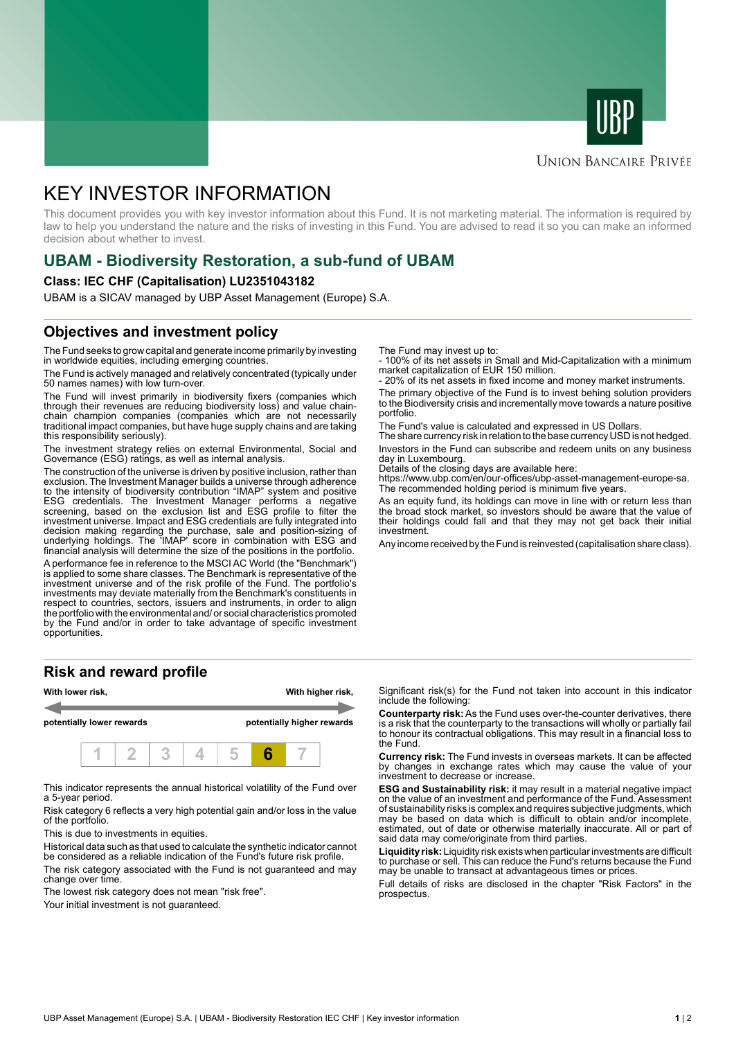UBP

Union Bancaire Privée

# KEY INVESTOR INFORMATION

This document provides you with key investor information about this Fund. It is not marketing material. The information is required by law to help you understand the nature and the risks of investing in this Fund. You are advised to read it so you can make an informed decision about whether to invest.

## UBAM - Biodiversity Restoration, a sub-fund of UBAM

**Class: IEC CHF (Capitalisation) LU2351043182**

UBAM is a SICAV managed by UBP Asset Management (Europe) S.A.

## Objectives and investment policy

The Fund seeks to grow capital and generate income primarily by investing in worldwide equities, including emerging countries.

The Fund is actively managed and relatively concentrated (typically under 50 names names) with low turn-over.

The Fund will invest primarily in biodiversity fixers (companies which through their revenues are reducing biodiversity loss) and value chain-chain champion companies (companies which are not necessarily traditional impact companies, but have huge supply chains and are taking this responsibility seriously).

The investment strategy relies on external Environmental, Social and Governance (ESG) ratings, as well as internal analysis.

The construction of the universe is driven by positive inclusion, rather than exclusion. The Investment Manager builds a universe through adherence to the intensity of biodiversity contribution "IMAP" system and positive ESG credentials. The Investment Manager performs a negative screening, based on the exclusion list and ESG profile to filter the investment universe. Impact and ESG credentials are fully integrated into decision making regarding the purchase, sale and position-sizing of underlying holdings. The 'IMAP' score in combination with ESG and financial analysis will determine the size of the positions in the portfolio.

A performance fee in reference to the MSCI AC World (the "Benchmark") is applied to some share classes. The Benchmark is representative of the investment universe and of the risk profile of the Fund. The portfolio's investments may deviate materially from the Benchmark's constituents in respect to countries, sectors, issuers and instruments, in order to align the portfolio with the environmental and/ or social characteristics promoted by the Fund and/or in order to take advantage of specific investment opportunities.

The Fund may invest up to:
- 100% of its net assets in Small and Mid-Capitalization with a minimum market capitalization of EUR 150 million.
- 20% of its net assets in fixed income and money market instruments.

The primary objective of the Fund is to invest behing solution providers to the Biodiversity crisis and incrementally move towards a nature positive portfolio.

The Fund's value is calculated and expressed in US Dollars.
The share currency risk in relation to the base currency USD is not hedged.

Investors in the Fund can subscribe and redeem units on any business day in Luxembourg.
Details of the closing days are available here:
https://www.ubp.com/en/our-offices/ubp-asset-management-europe-sa.
The recommended holding period is minimum five years.

As an equity fund, its holdings can move in line with or return less than the broad stock market, so investors should be aware that the value of their holdings could fall and that they may not get back their initial investment.

Any income received by the Fund is reinvested (capitalisation share class).

## Risk and reward profile

| With lower risk, | | | | | | With higher risk, |
|---|---|---|---|---|---|---|
| potentially lower rewards | | | | | | potentially higher rewards |
| 1 | 2 | 3 | 4 | 5 | **6** | 7 |

This indicator represents the annual historical volatility of the Fund over a 5-year period.

Risk category 6 reflects a very high potential gain and/or loss in the value of the portfolio.

This is due to investments in equities.

Historical data such as that used to calculate the synthetic indicator cannot be considered as a reliable indication of the Fund's future risk profile.

The risk category associated with the Fund is not guaranteed and may change over time.

The lowest risk category does not mean "risk free".

Your initial investment is not guaranteed.

Significant risk(s) for the Fund not taken into account in this indicator include the following:

**Counterparty risk:** As the Fund uses over-the-counter derivatives, there is a risk that the counterparty to the transactions will wholly or partially fail to honour its contractual obligations. This may result in a financial loss to the Fund.

**Currency risk:** The Fund invests in overseas markets. It can be affected by changes in exchange rates which may cause the value of your investment to decrease or increase.

**ESG and Sustainability risk:** it may result in a material negative impact on the value of an investment and performance of the Fund. Assessment of sustainability risks is complex and requires subjective judgments, which may be based on data which is difficult to obtain and/or incomplete, estimated, out of date or otherwise materially inaccurate. All or part of said data may come/originate from third parties.

**Liquidity risk:** Liquidity risk exists when particular investments are difficult to purchase or sell. This can reduce the Fund's returns because the Fund may be unable to transact at advantageous times or prices.

Full details of risks are disclosed in the chapter "Risk Factors" in the prospectus.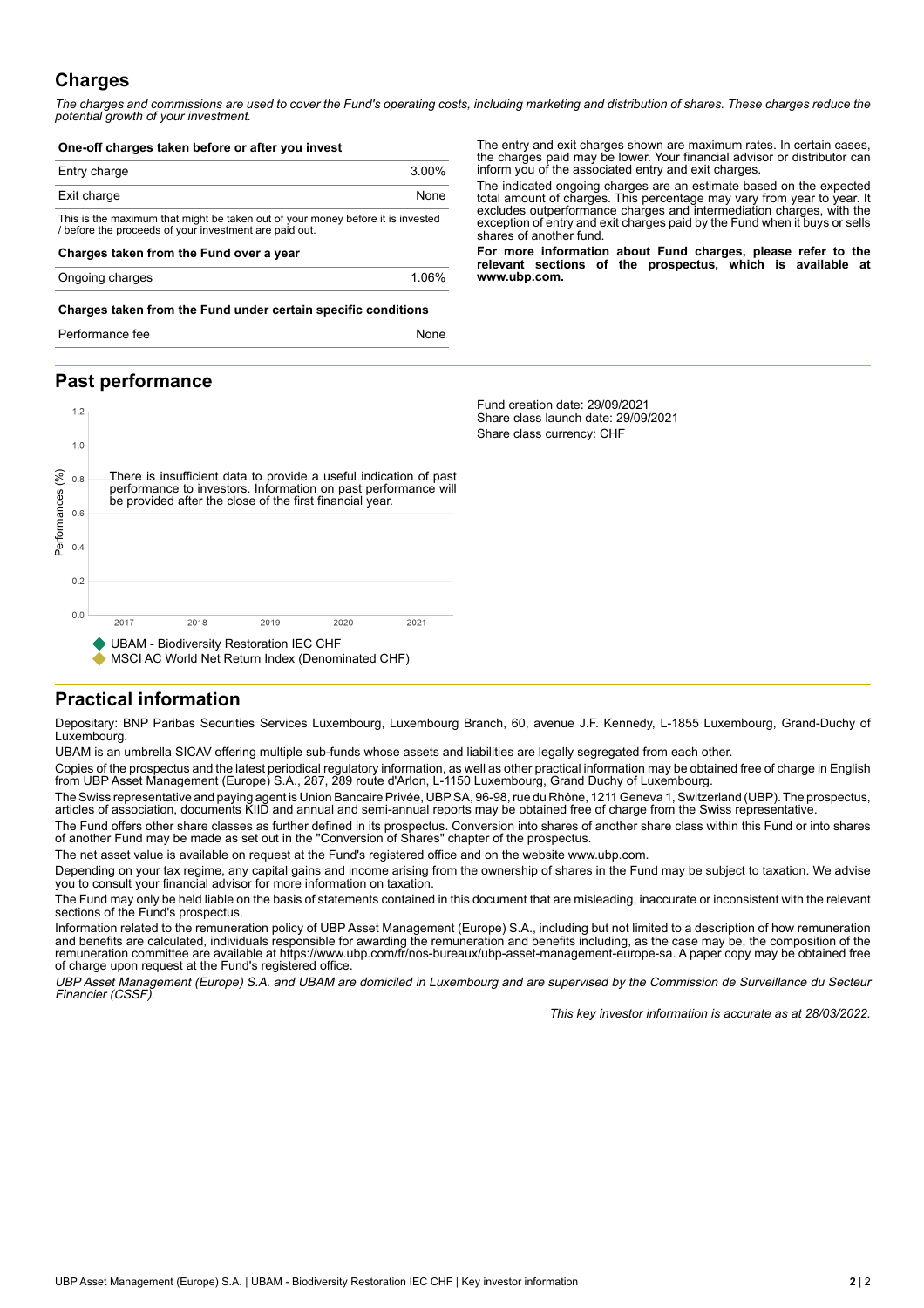## Charges

*The charges and commissions are used to cover the Fund's operating costs, including marketing and distribution of shares. These charges reduce the potential growth of your investment.*

| One-off charges taken before or after you invest | |
|---|---|
| Entry charge | 3.00% |
| Exit charge | None |

This is the maximum that might be taken out of your money before it is invested / before the proceeds of your investment are paid out.

| Charges taken from the Fund over a year | |
|---|---|
| Ongoing charges | 1.06% |

| Charges taken from the Fund under certain specific conditions | |
|---|---|
| Performance fee | None |

The entry and exit charges shown are maximum rates. In certain cases, the charges paid may be lower. Your financial advisor or distributor can inform you of the associated entry and exit charges.

The indicated ongoing charges are an estimate based on the expected total amount of charges. This percentage may vary from year to year. It excludes outperformance charges and intermediation charges, with the exception of entry and exit charges paid by the Fund when it buys or sells shares of another fund.

**For more information about Fund charges, please refer to the relevant sections of the prospectus, which is available at www.ubp.com.**

## Past performance

1.2
1.0
0.8
0.6
0.4
0.2
0.0
Performances (%)
2017
2018
2019
2020
2021

There is insufficient data to provide a useful indication of past performance to investors. Information on past performance will be provided after the close of the first financial year.

UBAM - Biodiversity Restoration IEC CHF
MSCI AC World Net Return Index (Denominated CHF)

Fund creation date: 29/09/2021
Share class launch date: 29/09/2021
Share class currency: CHF

## Practical information

Depositary: BNP Paribas Securities Services Luxembourg, Luxembourg Branch, 60, avenue J.F. Kennedy, L-1855 Luxembourg, Grand-Duchy of Luxembourg.

UBAM is an umbrella SICAV offering multiple sub-funds whose assets and liabilities are legally segregated from each other.

Copies of the prospectus and the latest periodical regulatory information, as well as other practical information may be obtained free of charge in English from UBP Asset Management (Europe) S.A., 287, 289 route d'Arlon, L-1150 Luxembourg, Grand Duchy of Luxembourg.

The Swiss representative and paying agent is Union Bancaire Privée, UBP SA, 96-98, rue du Rhône, 1211 Geneva 1, Switzerland (UBP). The prospectus, articles of association, documents KIID and annual and semi-annual reports may be obtained free of charge from the Swiss representative.

The Fund offers other share classes as further defined in its prospectus. Conversion into shares of another share class within this Fund or into shares of another Fund may be made as set out in the "Conversion of Shares" chapter of the prospectus.

The net asset value is available on request at the Fund's registered office and on the website www.ubp.com.

Depending on your tax regime, any capital gains and income arising from the ownership of shares in the Fund may be subject to taxation. We advise you to consult your financial advisor for more information on taxation.

The Fund may only be held liable on the basis of statements contained in this document that are misleading, inaccurate or inconsistent with the relevant sections of the Fund's prospectus.

Information related to the remuneration policy of UBP Asset Management (Europe) S.A., including but not limited to a description of how remuneration and benefits are calculated, individuals responsible for awarding the remuneration and benefits including, as the case may be, the composition of the remuneration committee are available at https://www.ubp.com/fr/nos-bureaux/ubp-asset-management-europe-sa. A paper copy may be obtained free of charge upon request at the Fund's registered office.

*UBP Asset Management (Europe) S.A. and UBAM are domiciled in Luxembourg and are supervised by the Commission de Surveillance du Secteur Financier (CSSF).*

*This key investor information is accurate as at 28/03/2022.*